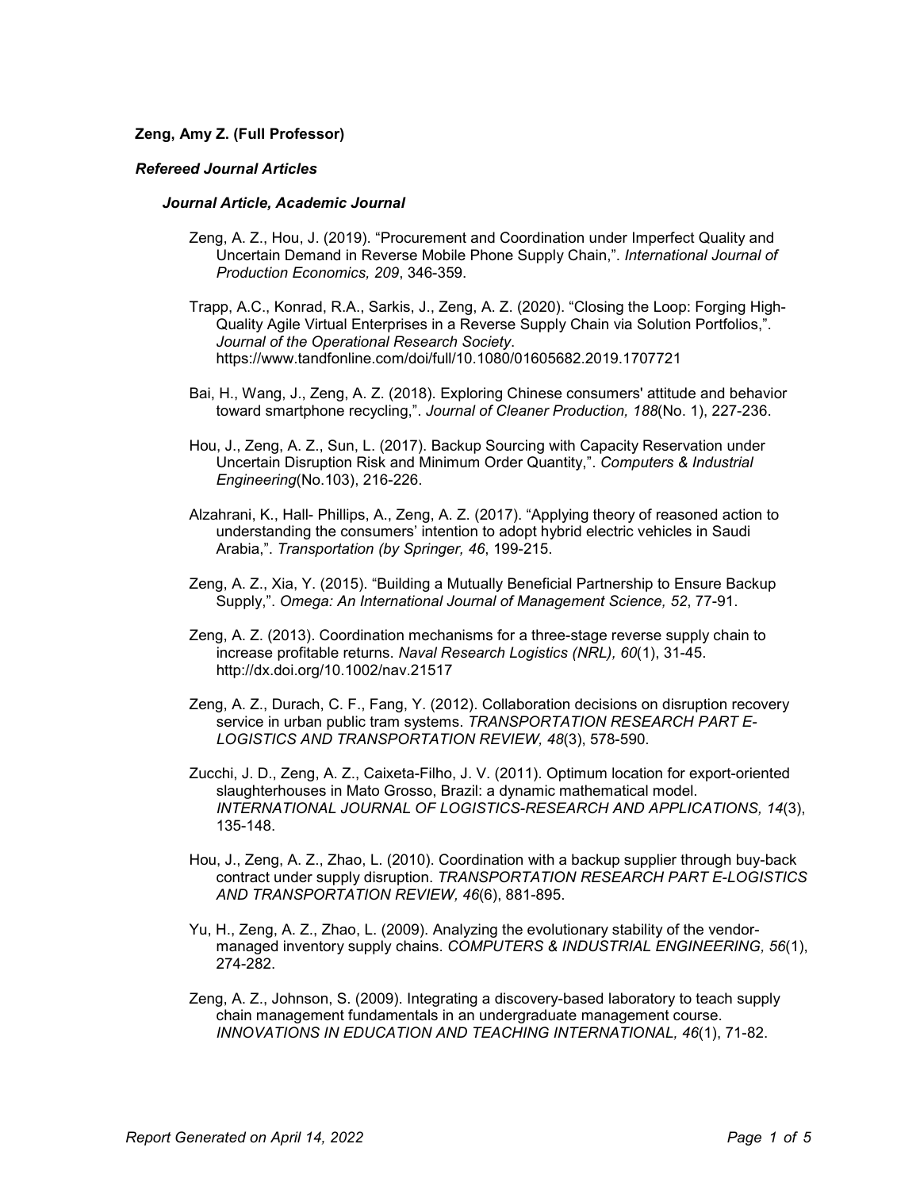**Zeng, Amy Z. (Full Professor)**

***Refereed Journal Articles***

***Journal Article, Academic Journal***

Zeng, A. Z., Hou, J. (2019). "Procurement and Coordination under Imperfect Quality and Uncertain Demand in Reverse Mobile Phone Supply Chain,". *International Journal of Production Economics, 209*, 346-359.

Trapp, A.C., Konrad, R.A., Sarkis, J., Zeng, A. Z. (2020). "Closing the Loop: Forging High-Quality Agile Virtual Enterprises in a Reverse Supply Chain via Solution Portfolios,". *Journal of the Operational Research Society*. https://www.tandfonline.com/doi/full/10.1080/01605682.2019.1707721

Bai, H., Wang, J., Zeng, A. Z. (2018). Exploring Chinese consumers' attitude and behavior toward smartphone recycling,". *Journal of Cleaner Production, 188*(No. 1), 227-236.

Hou, J., Zeng, A. Z., Sun, L. (2017). Backup Sourcing with Capacity Reservation under Uncertain Disruption Risk and Minimum Order Quantity,". *Computers & Industrial Engineering*(No.103), 216-226.

Alzahrani, K., Hall- Phillips, A., Zeng, A. Z. (2017). "Applying theory of reasoned action to understanding the consumers' intention to adopt hybrid electric vehicles in Saudi Arabia,". *Transportation (by Springer, 46*, 199-215.

Zeng, A. Z., Xia, Y. (2015). "Building a Mutually Beneficial Partnership to Ensure Backup Supply,". *Omega: An International Journal of Management Science, 52*, 77-91.

Zeng, A. Z. (2013). Coordination mechanisms for a three-stage reverse supply chain to increase profitable returns. *Naval Research Logistics (NRL), 60*(1), 31-45. http://dx.doi.org/10.1002/nav.21517

Zeng, A. Z., Durach, C. F., Fang, Y. (2012). Collaboration decisions on disruption recovery service in urban public tram systems. *TRANSPORTATION RESEARCH PART E-LOGISTICS AND TRANSPORTATION REVIEW, 48*(3), 578-590.

Zucchi, J. D., Zeng, A. Z., Caixeta-Filho, J. V. (2011). Optimum location for export-oriented slaughterhouses in Mato Grosso, Brazil: a dynamic mathematical model. *INTERNATIONAL JOURNAL OF LOGISTICS-RESEARCH AND APPLICATIONS, 14*(3), 135-148.

Hou, J., Zeng, A. Z., Zhao, L. (2010). Coordination with a backup supplier through buy-back contract under supply disruption. *TRANSPORTATION RESEARCH PART E-LOGISTICS AND TRANSPORTATION REVIEW, 46*(6), 881-895.

Yu, H., Zeng, A. Z., Zhao, L. (2009). Analyzing the evolutionary stability of the vendor-managed inventory supply chains. *COMPUTERS & INDUSTRIAL ENGINEERING, 56*(1), 274-282.

Zeng, A. Z., Johnson, S. (2009). Integrating a discovery-based laboratory to teach supply chain management fundamentals in an undergraduate management course. *INNOVATIONS IN EDUCATION AND TEACHING INTERNATIONAL, 46*(1), 71-82.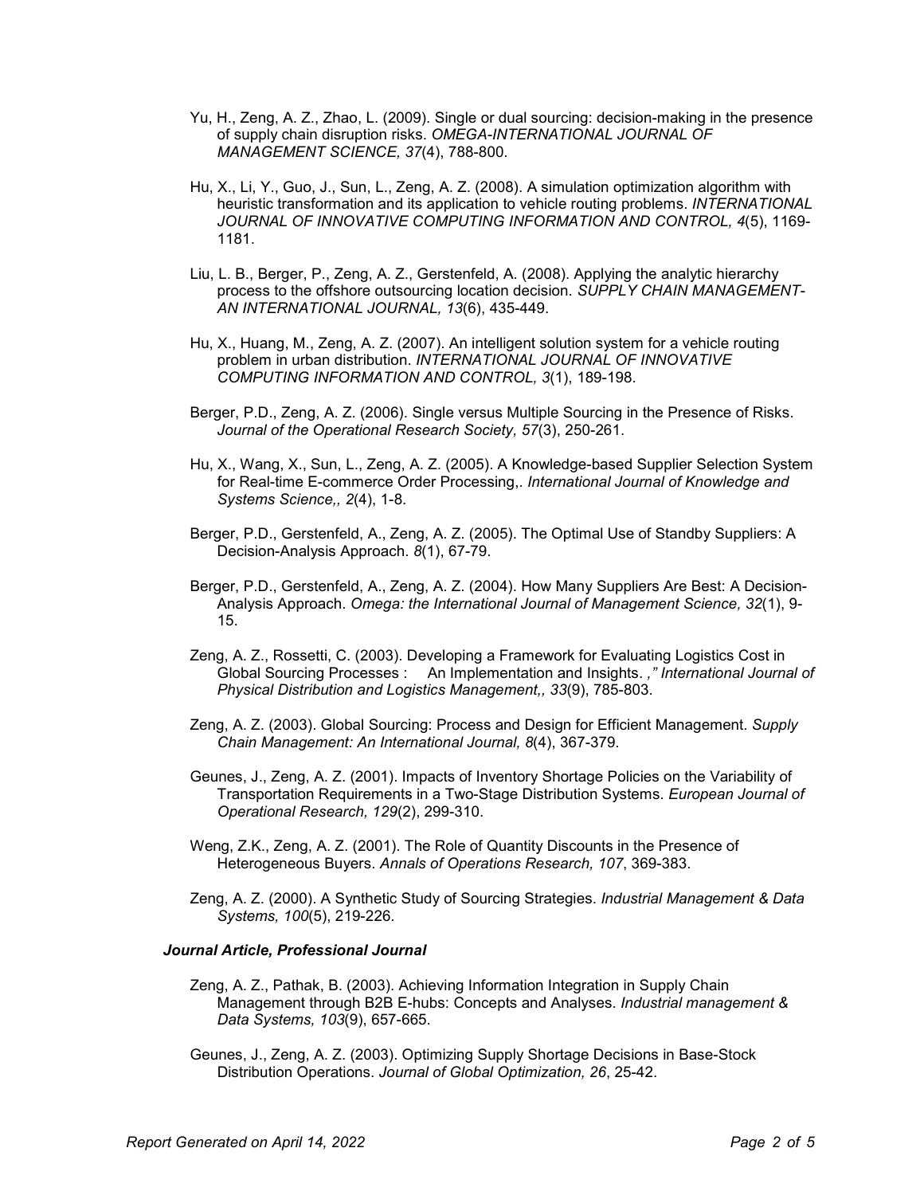Yu, H., Zeng, A. Z., Zhao, L. (2009). Single or dual sourcing: decision-making in the presence of supply chain disruption risks. *OMEGA-INTERNATIONAL JOURNAL OF MANAGEMENT SCIENCE, 37*(4), 788-800.

Hu, X., Li, Y., Guo, J., Sun, L., Zeng, A. Z. (2008). A simulation optimization algorithm with heuristic transformation and its application to vehicle routing problems. *INTERNATIONAL JOURNAL OF INNOVATIVE COMPUTING INFORMATION AND CONTROL, 4*(5), 1169-1181.

Liu, L. B., Berger, P., Zeng, A. Z., Gerstenfeld, A. (2008). Applying the analytic hierarchy process to the offshore outsourcing location decision. *SUPPLY CHAIN MANAGEMENT-AN INTERNATIONAL JOURNAL, 13*(6), 435-449.

Hu, X., Huang, M., Zeng, A. Z. (2007). An intelligent solution system for a vehicle routing problem in urban distribution. *INTERNATIONAL JOURNAL OF INNOVATIVE COMPUTING INFORMATION AND CONTROL, 3*(1), 189-198.

Berger, P.D., Zeng, A. Z. (2006). Single versus Multiple Sourcing in the Presence of Risks. *Journal of the Operational Research Society, 57*(3), 250-261.

Hu, X., Wang, X., Sun, L., Zeng, A. Z. (2005). A Knowledge-based Supplier Selection System for Real-time E-commerce Order Processing,. *International Journal of Knowledge and Systems Science,, 2*(4), 1-8.

Berger, P.D., Gerstenfeld, A., Zeng, A. Z. (2005). The Optimal Use of Standby Suppliers: A Decision-Analysis Approach. *8*(1), 67-79.

Berger, P.D., Gerstenfeld, A., Zeng, A. Z. (2004). How Many Suppliers Are Best: A Decision-Analysis Approach. *Omega: the International Journal of Management Science, 32*(1), 9-15.

Zeng, A. Z., Rossetti, C. (2003). Developing a Framework for Evaluating Logistics Cost in Global Sourcing Processes :    An Implementation and Insights. *," International Journal of Physical Distribution and Logistics Management,, 33*(9), 785-803.

Zeng, A. Z. (2003). Global Sourcing: Process and Design for Efficient Management. *Supply Chain Management: An International Journal, 8*(4), 367-379.

Geunes, J., Zeng, A. Z. (2001). Impacts of Inventory Shortage Policies on the Variability of Transportation Requirements in a Two-Stage Distribution Systems. *European Journal of Operational Research, 129*(2), 299-310.

Weng, Z.K., Zeng, A. Z. (2001). The Role of Quantity Discounts in the Presence of Heterogeneous Buyers. *Annals of Operations Research, 107*, 369-383.

Zeng, A. Z. (2000). A Synthetic Study of Sourcing Strategies. *Industrial Management & Data Systems, 100*(5), 219-226.

***Journal Article, Professional Journal***

Zeng, A. Z., Pathak, B. (2003). Achieving Information Integration in Supply Chain Management through B2B E-hubs: Concepts and Analyses. *Industrial management & Data Systems, 103*(9), 657-665.

Geunes, J., Zeng, A. Z. (2003). Optimizing Supply Shortage Decisions in Base-Stock Distribution Operations. *Journal of Global Optimization, 26*, 25-42.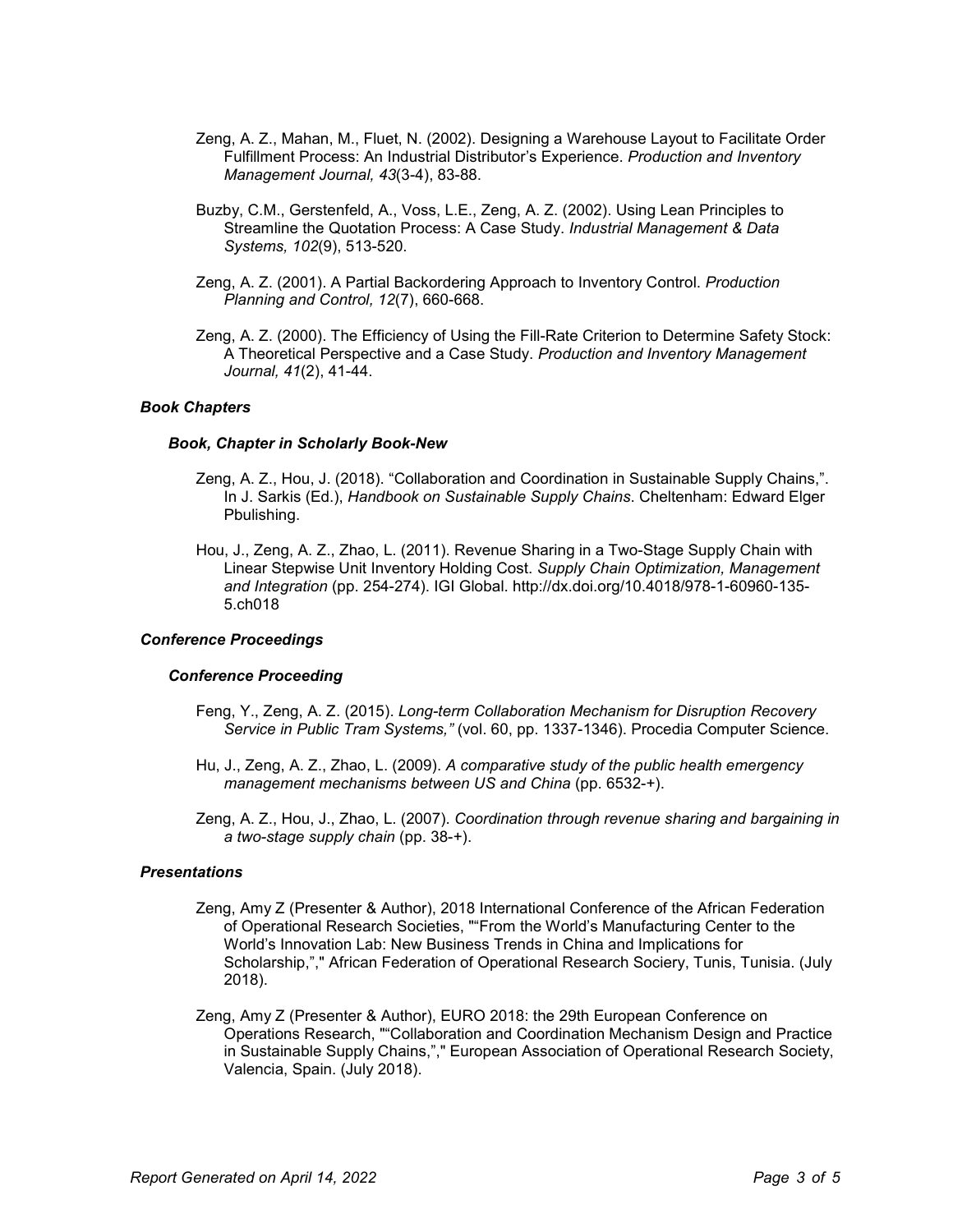Zeng, A. Z., Mahan, M., Fluet, N. (2002). Designing a Warehouse Layout to Facilitate Order Fulfillment Process: An Industrial Distributor's Experience. *Production and Inventory Management Journal, 43*(3-4), 83-88.

Buzby, C.M., Gerstenfeld, A., Voss, L.E., Zeng, A. Z. (2002). Using Lean Principles to Streamline the Quotation Process: A Case Study. *Industrial Management & Data Systems, 102*(9), 513-520.

Zeng, A. Z. (2001). A Partial Backordering Approach to Inventory Control. *Production Planning and Control, 12*(7), 660-668.

Zeng, A. Z. (2000). The Efficiency of Using the Fill-Rate Criterion to Determine Safety Stock: A Theoretical Perspective and a Case Study. *Production and Inventory Management Journal, 41*(2), 41-44.

### *Book Chapters*

#### *Book, Chapter in Scholarly Book-New*

Zeng, A. Z., Hou, J. (2018). "Collaboration and Coordination in Sustainable Supply Chains,". In J. Sarkis (Ed.), *Handbook on Sustainable Supply Chains*. Cheltenham: Edward Elger Pbulishing.

Hou, J., Zeng, A. Z., Zhao, L. (2011). Revenue Sharing in a Two-Stage Supply Chain with Linear Stepwise Unit Inventory Holding Cost. *Supply Chain Optimization, Management and Integration* (pp. 254-274). IGI Global. http://dx.doi.org/10.4018/978-1-60960-135-5.ch018

### *Conference Proceedings*

#### *Conference Proceeding*

Feng, Y., Zeng, A. Z. (2015). *Long-term Collaboration Mechanism for Disruption Recovery Service in Public Tram Systems,"* (vol. 60, pp. 1337-1346). Procedia Computer Science.

Hu, J., Zeng, A. Z., Zhao, L. (2009). *A comparative study of the public health emergency management mechanisms between US and China* (pp. 6532-+).

Zeng, A. Z., Hou, J., Zhao, L. (2007). *Coordination through revenue sharing and bargaining in a two-stage supply chain* (pp. 38-+).

### *Presentations*

Zeng, Amy Z (Presenter & Author), 2018 International Conference of the African Federation of Operational Research Societies, ""From the World's Manufacturing Center to the World's Innovation Lab: New Business Trends in China and Implications for Scholarship,"," African Federation of Operational Research Sociery, Tunis, Tunisia. (July 2018).

Zeng, Amy Z (Presenter & Author), EURO 2018: the 29th European Conference on Operations Research, ""Collaboration and Coordination Mechanism Design and Practice in Sustainable Supply Chains,"," European Association of Operational Research Society, Valencia, Spain. (July 2018).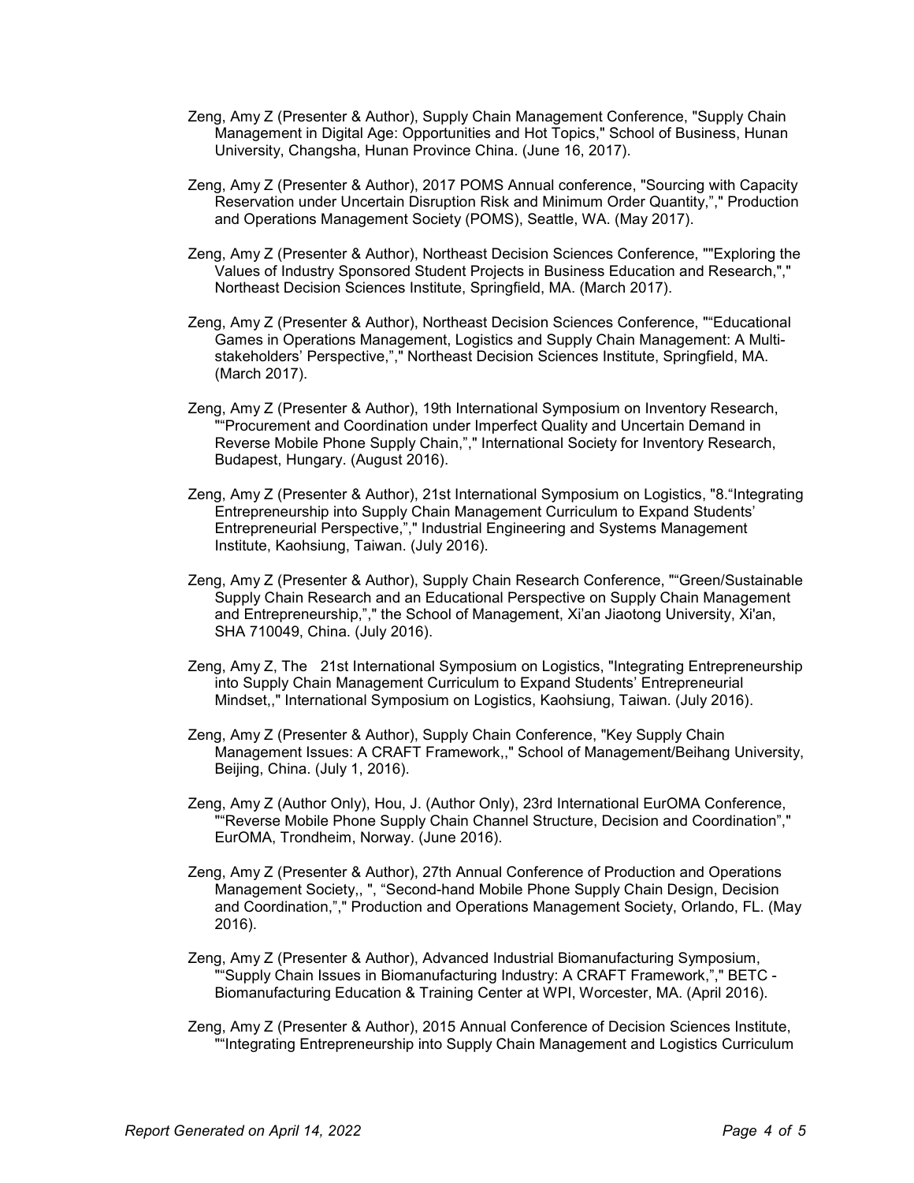Zeng, Amy Z (Presenter & Author), Supply Chain Management Conference, "Supply Chain Management in Digital Age: Opportunities and Hot Topics," School of Business, Hunan University, Changsha, Hunan Province China. (June 16, 2017).

Zeng, Amy Z (Presenter & Author), 2017 POMS Annual conference, "Sourcing with Capacity Reservation under Uncertain Disruption Risk and Minimum Order Quantity,"," Production and Operations Management Society (POMS), Seattle, WA. (May 2017).

Zeng, Amy Z (Presenter & Author), Northeast Decision Sciences Conference, ""Exploring the Values of Industry Sponsored Student Projects in Business Education and Research,"," Northeast Decision Sciences Institute, Springfield, MA. (March 2017).

Zeng, Amy Z (Presenter & Author), Northeast Decision Sciences Conference, "“Educational Games in Operations Management, Logistics and Supply Chain Management: A Multi-stakeholders' Perspective,”," Northeast Decision Sciences Institute, Springfield, MA. (March 2017).

Zeng, Amy Z (Presenter & Author), 19th International Symposium on Inventory Research, "“Procurement and Coordination under Imperfect Quality and Uncertain Demand in Reverse Mobile Phone Supply Chain,”," International Society for Inventory Research, Budapest, Hungary. (August 2016).

Zeng, Amy Z (Presenter & Author), 21st International Symposium on Logistics, "8.“Integrating Entrepreneurship into Supply Chain Management Curriculum to Expand Students' Entrepreneurial Perspective,”," Industrial Engineering and Systems Management Institute, Kaohsiung, Taiwan. (July 2016).

Zeng, Amy Z (Presenter & Author), Supply Chain Research Conference, "“Green/Sustainable Supply Chain Research and an Educational Perspective on Supply Chain Management and Entrepreneurship,”," the School of Management, Xi'an Jiaotong University, Xi'an, SHA 710049, China. (July 2016).

Zeng, Amy Z, The 21st International Symposium on Logistics, "Integrating Entrepreneurship into Supply Chain Management Curriculum to Expand Students' Entrepreneurial Mindset,," International Symposium on Logistics, Kaohsiung, Taiwan. (July 2016).

Zeng, Amy Z (Presenter & Author), Supply Chain Conference, "Key Supply Chain Management Issues: A CRAFT Framework,," School of Management/Beihang University, Beijing, China. (July 1, 2016).

Zeng, Amy Z (Author Only), Hou, J. (Author Only), 23rd International EurOMA Conference, "“Reverse Mobile Phone Supply Chain Channel Structure, Decision and Coordination”," EurOMA, Trondheim, Norway. (June 2016).

Zeng, Amy Z (Presenter & Author), 27th Annual Conference of Production and Operations Management Society,, ", “Second-hand Mobile Phone Supply Chain Design, Decision and Coordination,”," Production and Operations Management Society, Orlando, FL. (May 2016).

Zeng, Amy Z (Presenter & Author), Advanced Industrial Biomanufacturing Symposium, "“Supply Chain Issues in Biomanufacturing Industry: A CRAFT Framework,”," BETC - Biomanufacturing Education & Training Center at WPI, Worcester, MA. (April 2016).

Zeng, Amy Z (Presenter & Author), 2015 Annual Conference of Decision Sciences Institute, "“Integrating Entrepreneurship into Supply Chain Management and Logistics Curriculum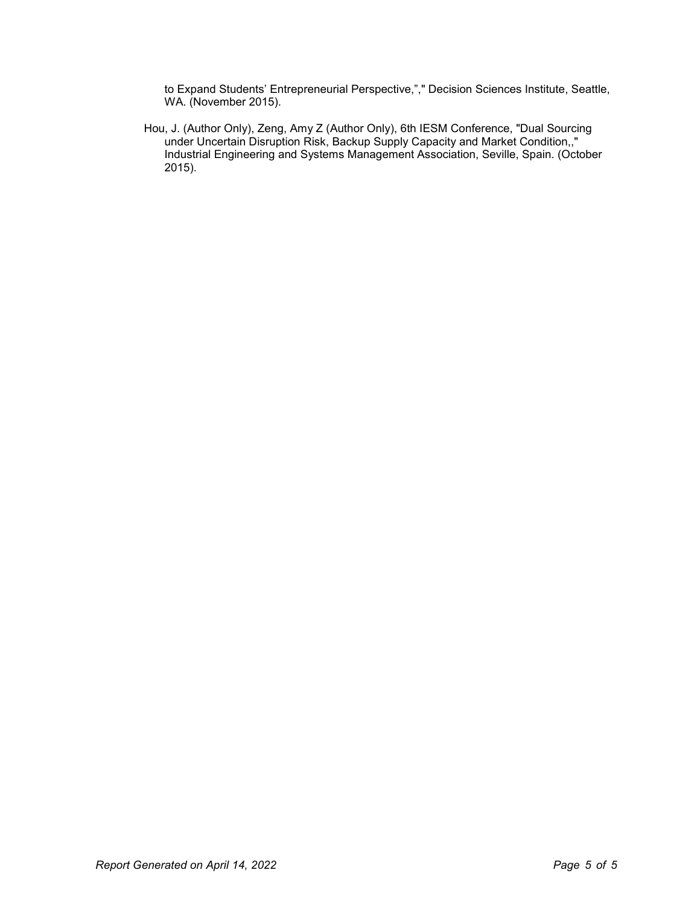to Expand Students' Entrepreneurial Perspective,”," Decision Sciences Institute, Seattle, WA. (November 2015).

Hou, J. (Author Only), Zeng, Amy Z (Author Only), 6th IESM Conference, "Dual Sourcing under Uncertain Disruption Risk, Backup Supply Capacity and Market Condition,," Industrial Engineering and Systems Management Association, Seville, Spain. (October 2015).